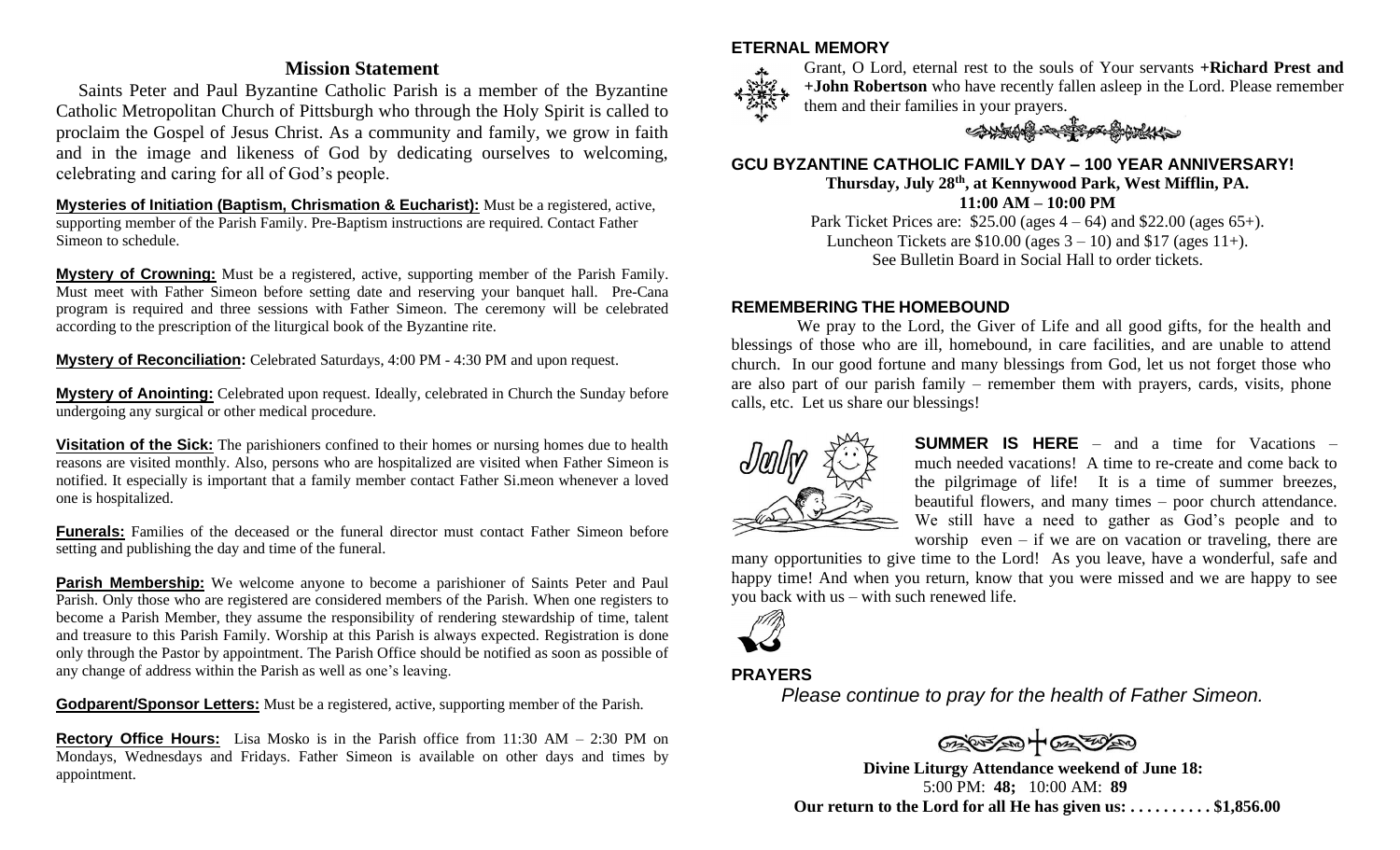## Mission Statement

Saints Peter and Paul Byzantine Catholic Parish is a member of the Byzantine Catholic Metropolitan Church of Pittsburgh who through the Holy Spirit is called to proclaim the Gospel of Jesus Christ. As a community and family, we grow in faith and in the image and likeness of God by dedicating ourselves to welcoming, celebrating and caring for all of God's people.

**Mysteries of Initiation (Baptism, Chrismation & Eucharist):** Must be a registered, active, supporting member of the Parish Family. Pre-Baptism instructions are required. Contact Father Simeon to schedule.

**Mystery of Crowning:** Must be a registered, active, supporting member of the Parish Family. Must meet with Father Simeon before setting date and reserving your banquet hall. Pre-Cana program is required and three sessions with Father Simeon. The ceremony will be celebrated according to the prescription of the liturgical book of the Byzantine rite.

**Mystery of Reconciliation:** Celebrated Saturdays, 4:00 PM - 4:30 PM and upon request.

**Mystery of Anointing:** Celebrated upon request. Ideally, celebrated in Church the Sunday before undergoing any surgical or other medical procedure.

**Visitation of the Sick:** The parishioners confined to their homes or nursing homes due to health reasons are visited monthly. Also, persons who are hospitalized are visited when Father Simeon is notified. It especially is important that a family member contact Father Si.meon whenever a loved one is hospitalized.

**Funerals:** Families of the deceased or the funeral director must contact Father Simeon before setting and publishing the day and time of the funeral.

**Parish Membership:** We welcome anyone to become a parishioner of Saints Peter and Paul Parish. Only those who are registered are considered members of the Parish. When one registers to become a Parish Member, they assume the responsibility of rendering stewardship of time, talent and treasure to this Parish Family. Worship at this Parish is always expected. Registration is done only through the Pastor by appointment. The Parish Office should be notified as soon as possible of any change of address within the Parish as well as one's leaving.

**Godparent/Sponsor Letters:** Must be a registered, active, supporting member of the Parish.

**Rectory Office Hours:** Lisa Mosko is in the Parish office from 11:30 AM – 2:30 PM on Mondays, Wednesdays and Fridays. Father Simeon is available on other days and times by appointment.

### ETERNAL MEMORY

Grant, O Lord, eternal rest to the souls of Your servants **+Richard Prest and +John Robertson** who have recently fallen asleep in the Lord. Please remember them and their families in your prayers.

### GCU BYZANTINE CATHOLIC FAMILY DAY – 100 YEAR ANNIVERSARY!

**Thursday, July 28th, at Kennywood Park, West Mifflin, PA.**
**11:00 AM – 10:00 PM**

Park Ticket Prices are: $25.00 (ages 4 – 64) and $22.00 (ages 65+).
Luncheon Tickets are $10.00 (ages 3 – 10) and $17 (ages 11+).
See Bulletin Board in Social Hall to order tickets.

### REMEMBERING THE HOMEBOUND

We pray to the Lord, the Giver of Life and all good gifts, for the health and blessings of those who are ill, homebound, in care facilities, and are unable to attend church. In our good fortune and many blessings from God, let us not forget those who are also part of our parish family – remember them with prayers, cards, visits, phone calls, etc. Let us share our blessings!

**SUMMER IS HERE** – and a time for Vacations – much needed vacations! A time to re-create and come back to the pilgrimage of life! It is a time of summer breezes, beautiful flowers, and many times – poor church attendance. We still have a need to gather as God's people and to worship even – if we are on vacation or traveling, there are many opportunities to give time to the Lord! As you leave, have a wonderful, safe and happy time! And when you return, know that you were missed and we are happy to see you back with us – with such renewed life.

### PRAYERS

*Please continue to pray for the health of Father Simeon.*

**Divine Liturgy Attendance weekend of June 18:**
5:00 PM: **48;** 10:00 AM: **89**
**Our return to the Lord for all He has given us: . . . . . . . . . . $1,856.00**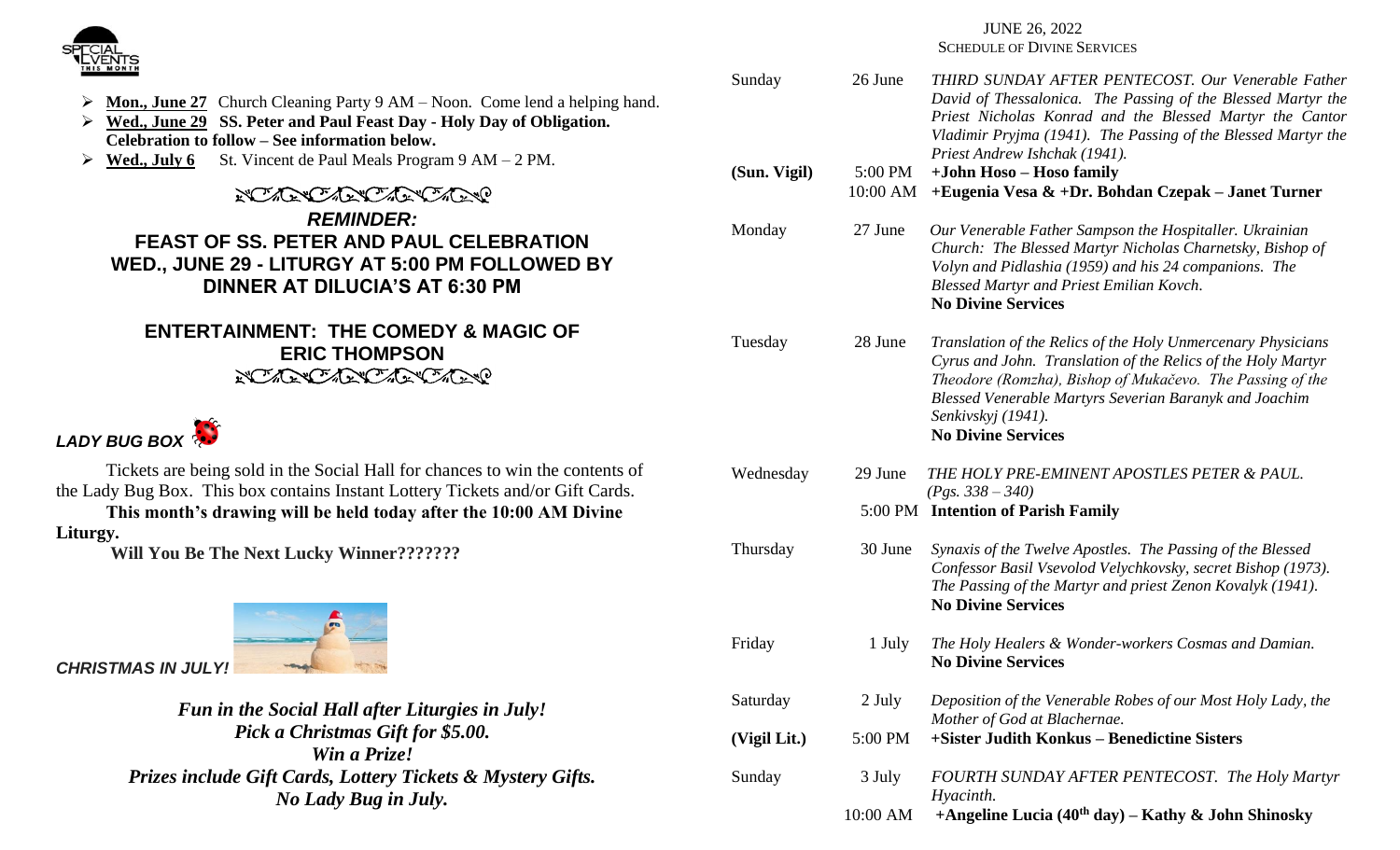- **Mon., June 27** Church Cleaning Party 9 AM – Noon. Come lend a helping hand.
- **Wed., June 29 SS. Peter and Paul Feast Day - Holy Day of Obligation. Celebration to follow – See information below.**
- **Wed., July 6** St. Vincent de Paul Meals Program 9 AM – 2 PM.

***REMINDER:***

**FEAST OF SS. PETER AND PAUL CELEBRATION**
**WED., JUNE 29 - LITURGY AT 5:00 PM FOLLOWED BY DINNER AT DILUCIA'S AT 6:30 PM**

**ENTERTAINMENT: THE COMEDY & MAGIC OF ERIC THOMPSON**

***LADY BUG BOX***

Tickets are being sold in the Social Hall for chances to win the contents of the Lady Bug Box. This box contains Instant Lottery Tickets and/or Gift Cards.

**This month's drawing will be held today after the 10:00 AM Divine Liturgy.**

**Will You Be The Next Lucky Winner???????**

***CHRISTMAS IN JULY!***

***Fun in the Social Hall after Liturgies in July!***
***Pick a Christmas Gift for $5.00.***
***Win a Prize!***
***Prizes include Gift Cards, Lottery Tickets & Mystery Gifts.***
***No Lady Bug in July.***

JUNE 26, 2022
SCHEDULE OF DIVINE SERVICES

| Day | Date/Time | Service |
|---|---|---|
| Sunday | 26 June | *THIRD SUNDAY AFTER PENTECOST. Our Venerable Father David of Thessalonica. The Passing of the Blessed Martyr the Priest Nicholas Konrad and the Blessed Martyr the Cantor Vladimir Pryjma (1941). The Passing of the Blessed Martyr the Priest Andrew Ishchak (1941).* |
| **(Sun. Vigil)** | 5:00 PM | **+John Hoso – Hoso family** |
| | 10:00 AM | **+Eugenia Vesa & +Dr. Bohdan Czepak – Janet Turner** |
| Monday | 27 June | *Our Venerable Father Sampson the Hospitaller. Ukrainian Church: The Blessed Martyr Nicholas Charnetsky, Bishop of Volyn and Pidlashia (1959) and his 24 companions. The Blessed Martyr and Priest Emilian Kovch.* **No Divine Services** |
| Tuesday | 28 June | *Translation of the Relics of the Holy Unmercenary Physicians Cyrus and John. Translation of the Relics of the Holy Martyr Theodore (Romzha), Bishop of Mukačevo. The Passing of the Blessed Venerable Martyrs Severian Baranyk and Joachim Senkivskyj (1941).* **No Divine Services** |
| Wednesday | 29 June | *THE HOLY PRE-EMINENT APOSTLES PETER & PAUL. (Pgs. 338 – 340)* |
| | 5:00 PM | **Intention of Parish Family** |
| Thursday | 30 June | *Synaxis of the Twelve Apostles. The Passing of the Blessed Confessor Basil Vsevolod Velychkovsky, secret Bishop (1973). The Passing of the Martyr and priest Zenon Kovalyk (1941).* **No Divine Services** |
| Friday | 1 July | *The Holy Healers & Wonder-workers Cosmas and Damian.* **No Divine Services** |
| Saturday | 2 July | *Deposition of the Venerable Robes of our Most Holy Lady, the Mother of God at Blachernae.* |
| **(Vigil Lit.)** | 5:00 PM | **+Sister Judith Konkus – Benedictine Sisters** |
| Sunday | 3 July | *FOURTH SUNDAY AFTER PENTECOST. The Holy Martyr Hyacinth.* |
| | 10:00 AM | **+Angeline Lucia (40th day) – Kathy & John Shinosky** |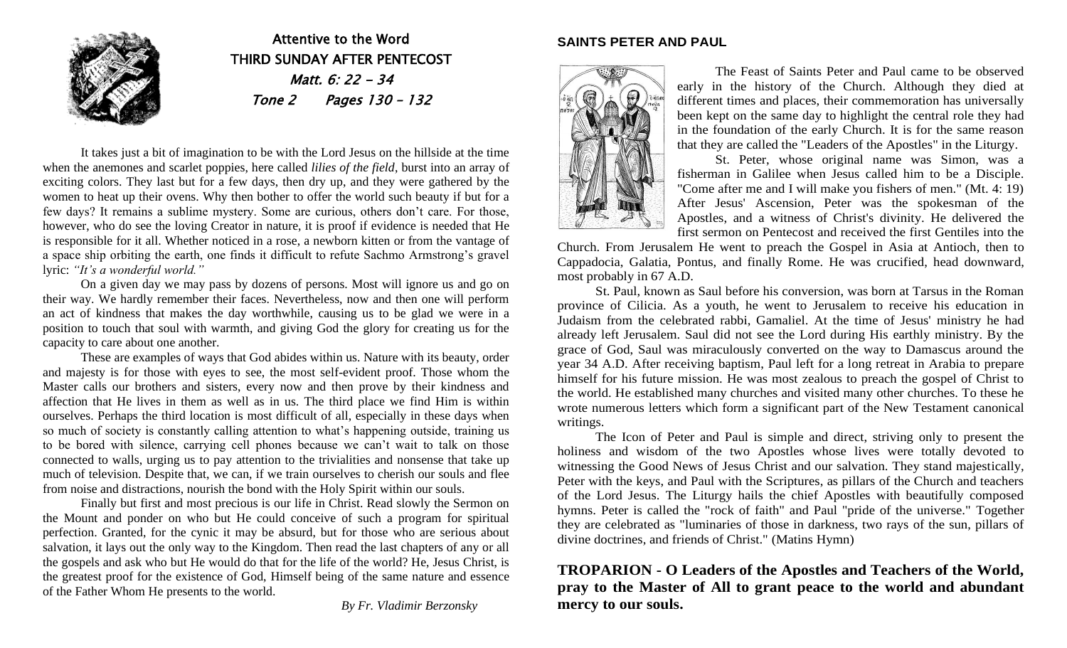# Attentive to the Word

## THIRD SUNDAY AFTER PENTECOST

*Matt. 6: 22 – 34*

*Tone 2 Pages 130 – 132*

It takes just a bit of imagination to be with the Lord Jesus on the hillside at the time when the anemones and scarlet poppies, here called *lilies of the field*, burst into an array of exciting colors. They last but for a few days, then dry up, and they were gathered by the women to heat up their ovens. Why then bother to offer the world such beauty if but for a few days? It remains a sublime mystery. Some are curious, others don't care. For those, however, who do see the loving Creator in nature, it is proof if evidence is needed that He is responsible for it all. Whether noticed in a rose, a newborn kitten or from the vantage of a space ship orbiting the earth, one finds it difficult to refute Sachmo Armstrong's gravel lyric: *"It's a wonderful world."*

On a given day we may pass by dozens of persons. Most will ignore us and go on their way. We hardly remember their faces. Nevertheless, now and then one will perform an act of kindness that makes the day worthwhile, causing us to be glad we were in a position to touch that soul with warmth, and giving God the glory for creating us for the capacity to care about one another.

These are examples of ways that God abides within us. Nature with its beauty, order and majesty is for those with eyes to see, the most self-evident proof. Those whom the Master calls our brothers and sisters, every now and then prove by their kindness and affection that He lives in them as well as in us. The third place we find Him is within ourselves. Perhaps the third location is most difficult of all, especially in these days when so much of society is constantly calling attention to what's happening outside, training us to be bored with silence, carrying cell phones because we can't wait to talk on those connected to walls, urging us to pay attention to the trivialities and nonsense that take up much of television. Despite that, we can, if we train ourselves to cherish our souls and flee from noise and distractions, nourish the bond with the Holy Spirit within our souls.

Finally but first and most precious is our life in Christ. Read slowly the Sermon on the Mount and ponder on who but He could conceive of such a program for spiritual perfection. Granted, for the cynic it may be absurd, but for those who are serious about salvation, it lays out the only way to the Kingdom. Then read the last chapters of any or all the gospels and ask who but He would do that for the life of the world? He, Jesus Christ, is the greatest proof for the existence of God, Himself being of the same nature and essence of the Father Whom He presents to the world.

*By Fr. Vladimir Berzonsky*

## SAINTS PETER AND PAUL

The Feast of Saints Peter and Paul came to be observed early in the history of the Church. Although they died at different times and places, their commemoration has universally been kept on the same day to highlight the central role they had in the foundation of the early Church. It is for the same reason that they are called the "Leaders of the Apostles" in the Liturgy.

St. Peter, whose original name was Simon, was a fisherman in Galilee when Jesus called him to be a Disciple. "Come after me and I will make you fishers of men." (Mt. 4: 19) After Jesus' Ascension, Peter was the spokesman of the Apostles, and a witness of Christ's divinity. He delivered the first sermon on Pentecost and received the first Gentiles into the Church. From Jerusalem He went to preach the Gospel in Asia at Antioch, then to Cappadocia, Galatia, Pontus, and finally Rome. He was crucified, head downward, most probably in 67 A.D.

St. Paul, known as Saul before his conversion, was born at Tarsus in the Roman province of Cilicia. As a youth, he went to Jerusalem to receive his education in Judaism from the celebrated rabbi, Gamaliel. At the time of Jesus' ministry he had already left Jerusalem. Saul did not see the Lord during His earthly ministry. By the grace of God, Saul was miraculously converted on the way to Damascus around the year 34 A.D. After receiving baptism, Paul left for a long retreat in Arabia to prepare himself for his future mission. He was most zealous to preach the gospel of Christ to the world. He established many churches and visited many other churches. To these he wrote numerous letters which form a significant part of the New Testament canonical writings.

The Icon of Peter and Paul is simple and direct, striving only to present the holiness and wisdom of the two Apostles whose lives were totally devoted to witnessing the Good News of Jesus Christ and our salvation. They stand majestically, Peter with the keys, and Paul with the Scriptures, as pillars of the Church and teachers of the Lord Jesus. The Liturgy hails the chief Apostles with beautifully composed hymns. Peter is called the "rock of faith" and Paul "pride of the universe." Together they are celebrated as "luminaries of those in darkness, two rays of the sun, pillars of divine doctrines, and friends of Christ." (Matins Hymn)

**TROPARION - O Leaders of the Apostles and Teachers of the World, pray to the Master of All to grant peace to the world and abundant mercy to our souls.**